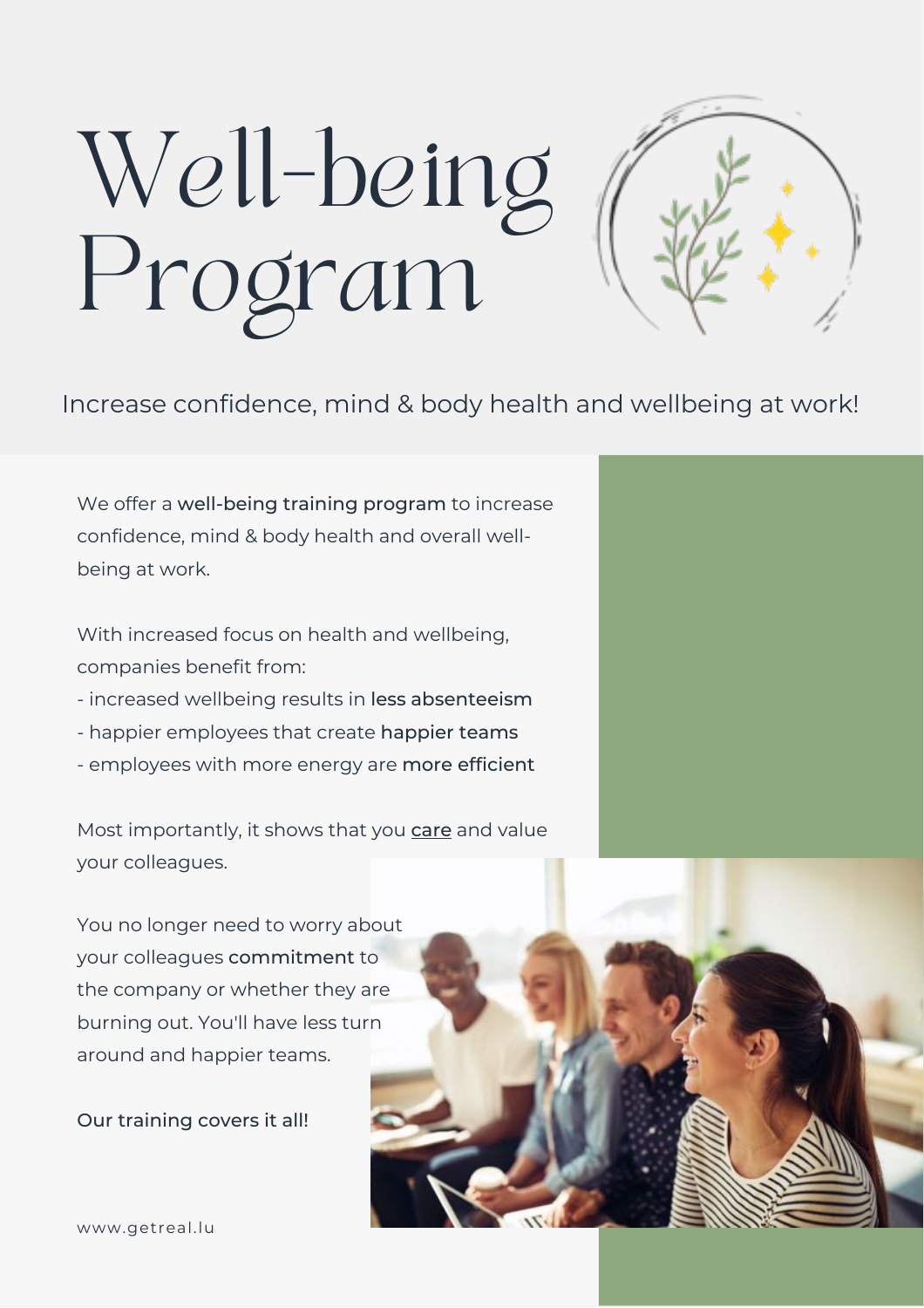# Well-being Program

Increase confidence, mind & body health and wellbeing at work!

We offer a **well-being training program** to increase confidence, mind & body health and overall well-being at work.

With increased focus on health and wellbeing, companies benefit from:

- increased wellbeing results in **less absenteeism**
- happier employees that create **happier teams**
- employees with more energy are **more efficient**

Most importantly, it shows that you care and value your colleagues.

You no longer need to worry about your colleagues **commitment** to the company or whether they are burning out. You'll have less turn around and happier teams.

**Our training covers it all!**

www.getreal.lu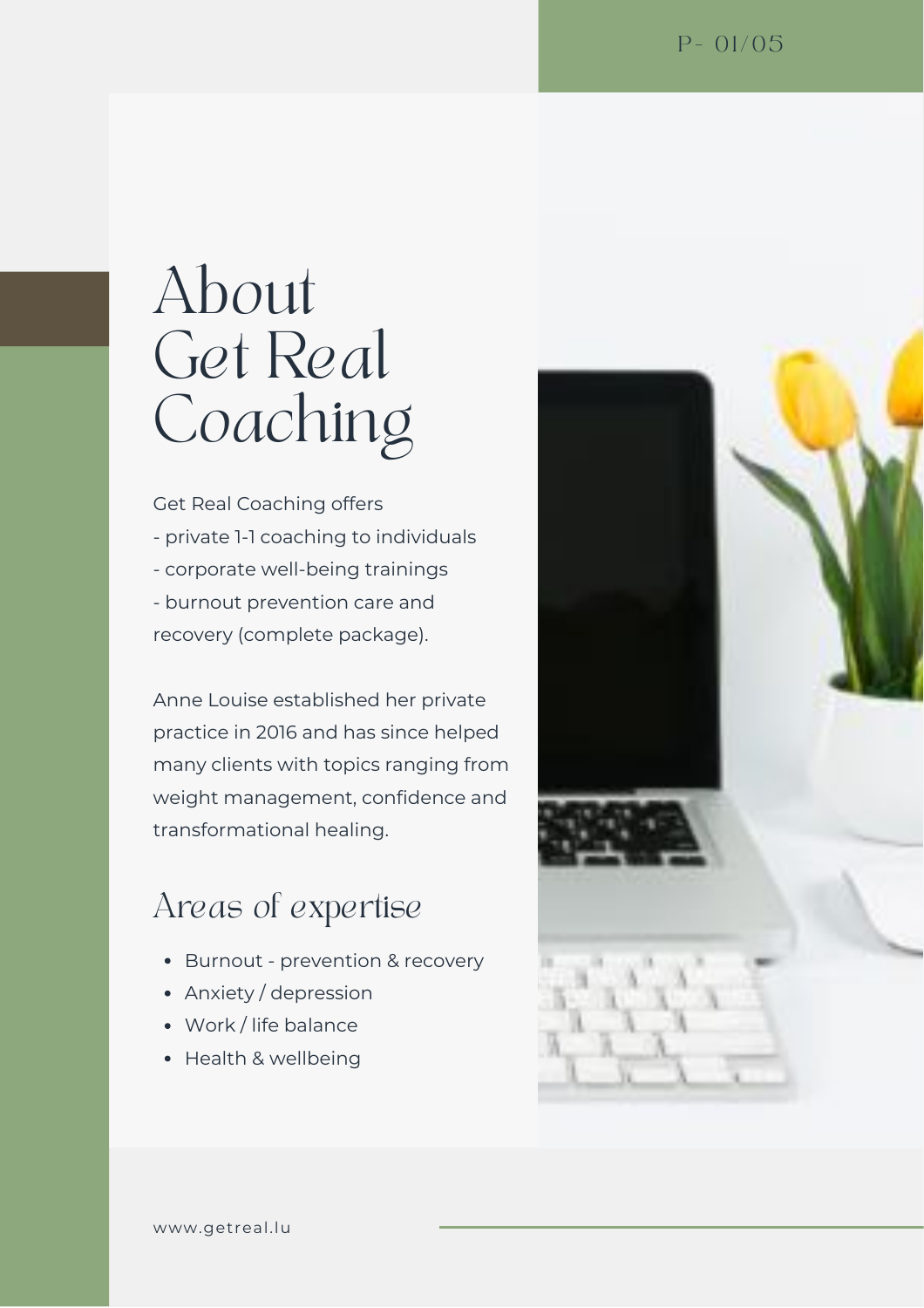# About Get Real Coaching

Get Real Coaching offers
- private 1-1 coaching to individuals
- corporate well-being trainings
- burnout prevention care and recovery (complete package).

Anne Louise established her private practice in 2016 and has since helped many clients with topics ranging from weight management, confidence and transformational healing.

## Areas of expertise

- Burnout - prevention & recovery
- Anxiety / depression
- Work / life balance
- Health & wellbeing

www.getreal.lu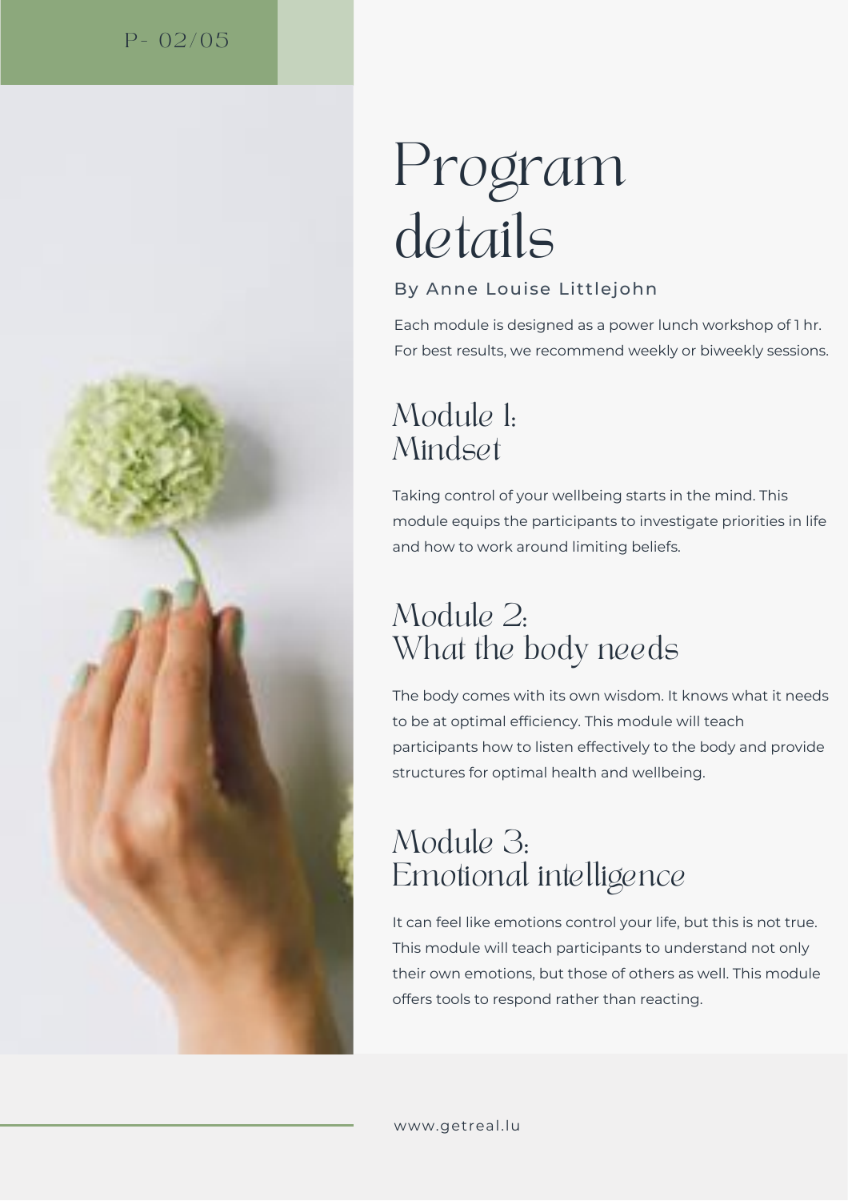# Program details

By Anne Louise Littlejohn

Each module is designed as a power lunch workshop of 1 hr. For best results, we recommend weekly or biweekly sessions.

## Module 1: Mindset

Taking control of your wellbeing starts in the mind. This module equips the participants to investigate priorities in life and how to work around limiting beliefs.

## Module 2: What the body needs

The body comes with its own wisdom. It knows what it needs to be at optimal efficiency. This module will teach participants how to listen effectively to the body and provide structures for optimal health and wellbeing.

## Module 3: Emotional intelligence

It can feel like emotions control your life, but this is not true. This module will teach participants to understand not only their own emotions, but those of others as well. This module offers tools to respond rather than reacting.

www.getreal.lu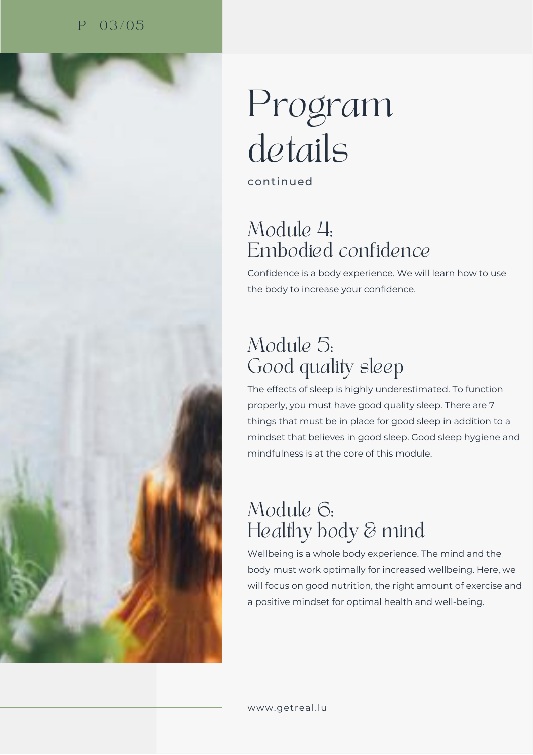# Program details

continued

## Module 4: Embodied confidence

Confidence is a body experience. We will learn how to use the body to increase your confidence.

## Module 5: Good quality sleep

The effects of sleep is highly underestimated. To function properly, you must have good quality sleep. There are 7 things that must be in place for good sleep in addition to a mindset that believes in good sleep. Good sleep hygiene and mindfulness is at the core of this module.

## Module 6: Healthy body & mind

Wellbeing is a whole body experience. The mind and the body must work optimally for increased wellbeing. Here, we will focus on good nutrition, the right amount of exercise and a positive mindset for optimal health and well-being.

www.getreal.lu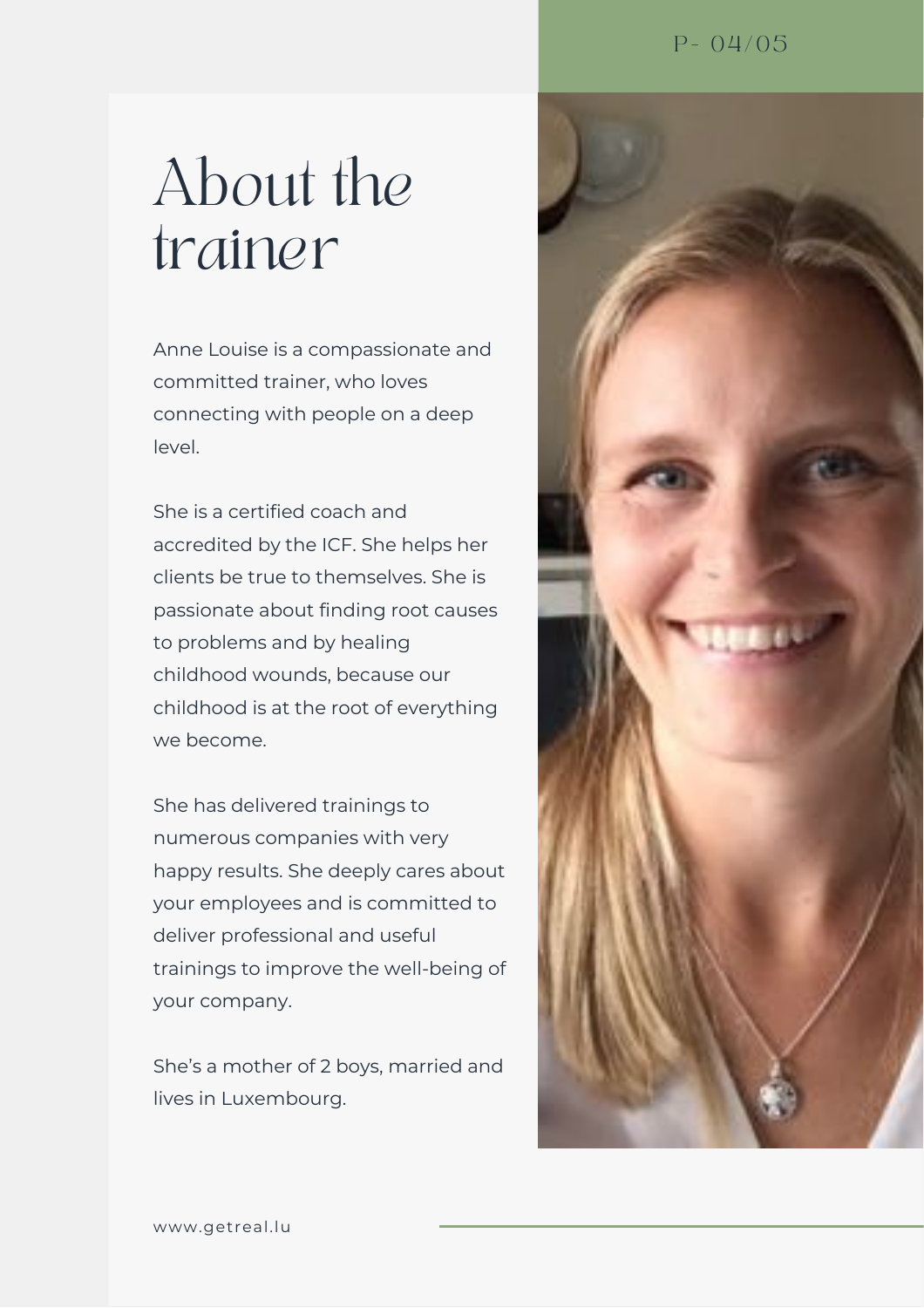# About the trainer

Anne Louise is a compassionate and committed trainer, who loves connecting with people on a deep level.

She is a certified coach and accredited by the ICF. She helps her clients be true to themselves. She is passionate about finding root causes to problems and by healing childhood wounds, because our childhood is at the root of everything we become.

She has delivered trainings to numerous companies with very happy results. She deeply cares about your employees and is committed to deliver professional and useful trainings to improve the well-being of your company.

She's a mother of 2 boys, married and lives in Luxembourg.

www.getreal.lu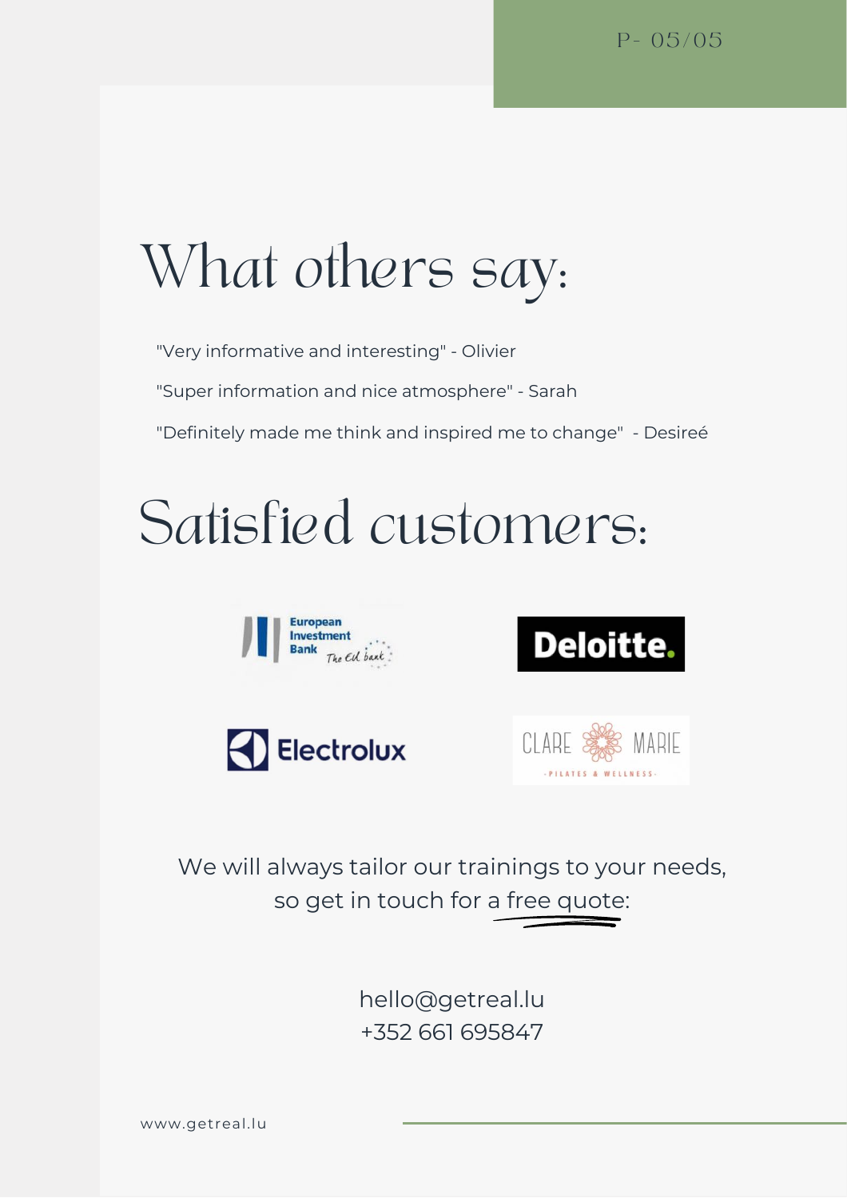# What others say:

"Very informative and interesting" - Olivier

"Super information and nice atmosphere" - Sarah

"Definitely made me think and inspired me to change" - Desireé

# Satisfied customers:

European Investment Bank The EU bank

Deloitte.

Electrolux

CLARE MARIE PILATES & WELLNESS

We will always tailor our trainings to your needs, so get in touch for a free quote:

hello@getreal.lu
+352 661 695847

www.getreal.lu